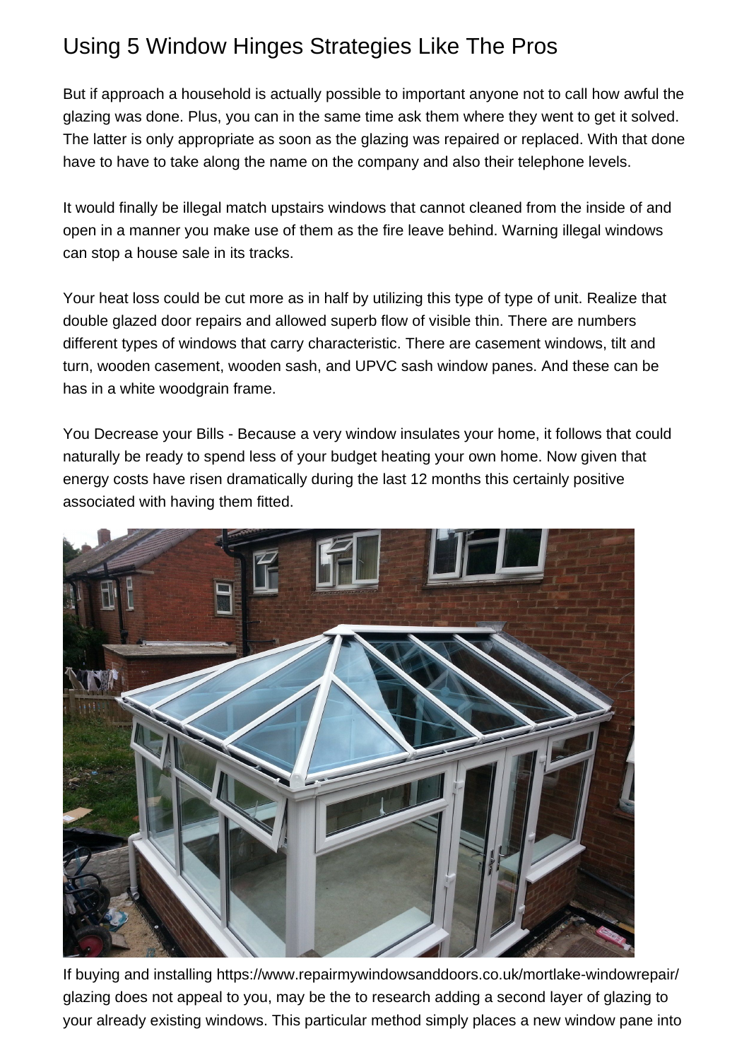# Using 5 Window Hinges Strategies Like The Pros

But if approach a household is actually possible to important anyone not to call how awful the glazing was done. Plus, you can in the same time ask them where they went to get it solved. The latter is only appropriate as soon as the glazing was repaired or replaced. With that done have to have to take along the name on the company and also their telephone levels.

It would finally be illegal match upstairs windows that cannot cleaned from the inside of and open in a manner you make use of them as the fire leave behind. Warning illegal windows can stop a house sale in its tracks.

Your heat loss could be cut more as in half by utilizing this type of type of unit. Realize that double glazed door repairs and allowed superb flow of visible thin. There are numbers different types of windows that carry characteristic. There are casement windows, tilt and turn, wooden casement, wooden sash, and UPVC sash window panes. And these can be has in a white woodgrain frame.

You Decrease your Bills - Because a very window insulates your home, it follows that could naturally be ready to spend less of your budget heating your own home. Now given that energy costs have risen dramatically during the last 12 months this certainly positive associated with having them fitted.

If buying and installing https://www.repairmywindowsanddoors.co.uk/mortlake-windowrepair/ glazing does not appeal to you, may be the to research adding a second layer of glazing to your already existing windows. This particular method simply places a new window pane into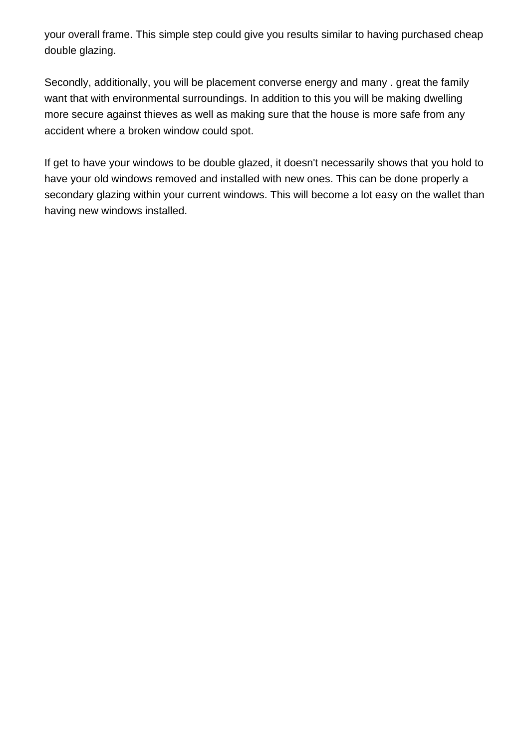your overall frame. This simple step could give you results similar to having purchased cheap double glazing.

Secondly, additionally, you will be placement converse energy and many . great the family want that with environmental surroundings. In addition to this you will be making dwelling more secure against thieves as well as making sure that the house is more safe from any accident where a broken window could spot.

If get to have your windows to be double glazed, it doesn't necessarily shows that you hold to have your old windows removed and installed with new ones. This can be done properly a secondary glazing within your current windows. This will become a lot easy on the wallet than having new windows installed.